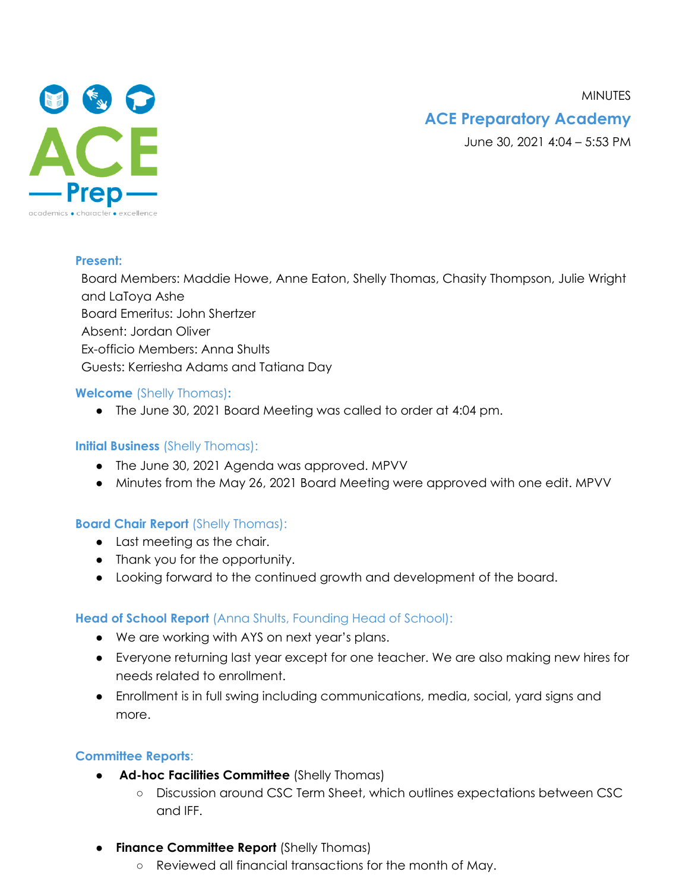MINUTES

# ACE Preparatory Academy

June 30, 2021 4:04 – 5:53 PM

**Present:**

Board Members: Maddie Howe, Anne Eaton, Shelly Thomas, Chasity Thompson, Julie Wright and LaToya Ashe
Board Emeritus: John Shertzer
Absent: Jordan Oliver
Ex-officio Members: Anna Shults
Guests: Kerriesha Adams and Tatiana Day

**Welcome** (Shelly Thomas)**:**

- The June 30, 2021 Board Meeting was called to order at 4:04 pm.

**Initial Business** (Shelly Thomas):

- The June 30, 2021 Agenda was approved. MPVV
- Minutes from the May 26, 2021 Board Meeting were approved with one edit. MPVV

**Board Chair Report** (Shelly Thomas):

- Last meeting as the chair.
- Thank you for the opportunity.
- Looking forward to the continued growth and development of the board.

**Head of School Report** (Anna Shults, Founding Head of School):

- We are working with AYS on next year's plans.
- Everyone returning last year except for one teacher. We are also making new hires for needs related to enrollment.
- Enrollment is in full swing including communications, media, social, yard signs and more.

**Committee Reports**:

- **Ad-hoc Facilities Committee** (Shelly Thomas)
  - Discussion around CSC Term Sheet, which outlines expectations between CSC and IFF.
- **Finance Committee Report** (Shelly Thomas)
  - Reviewed all financial transactions for the month of May.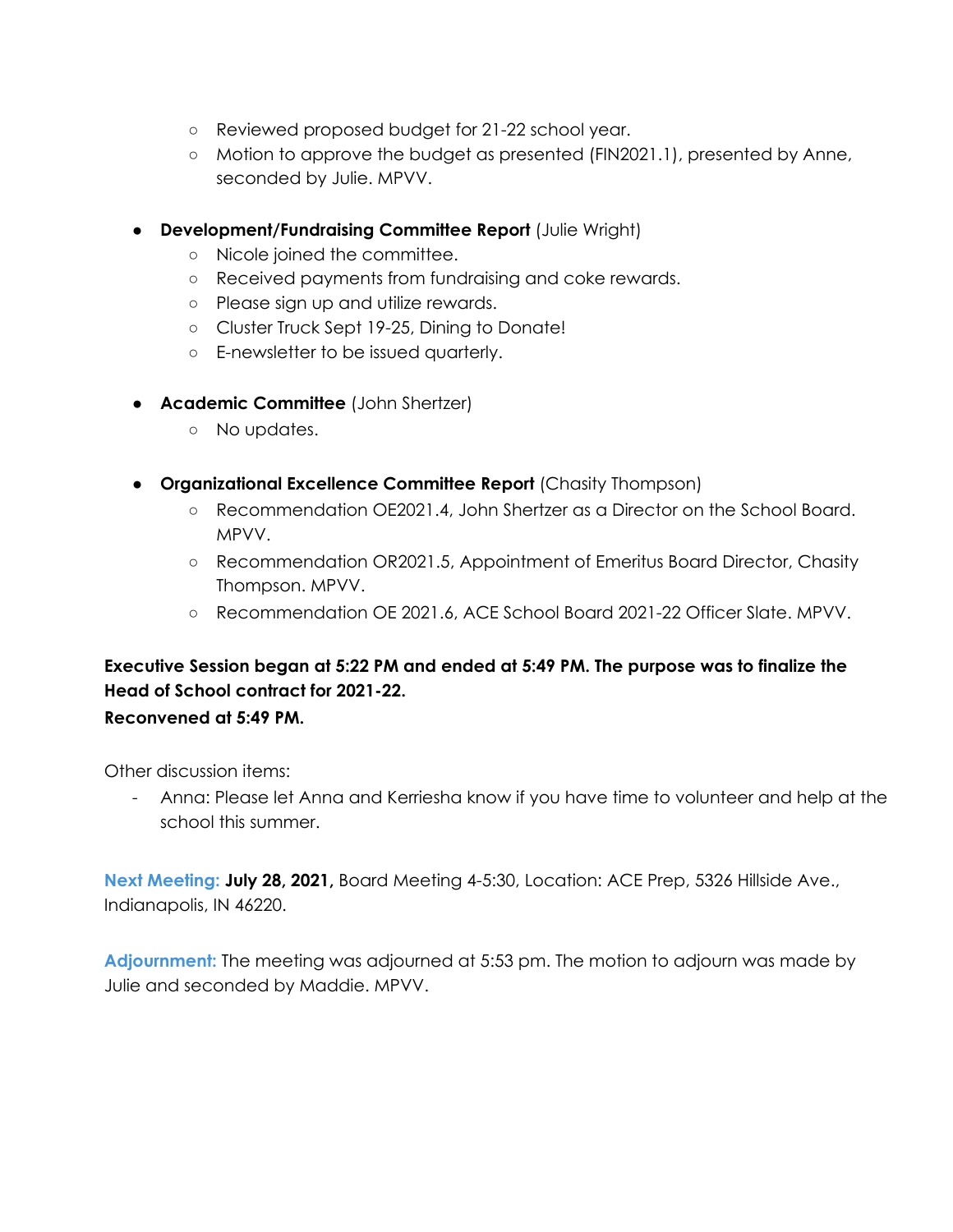- Reviewed proposed budget for 21-22 school year.
  - Motion to approve the budget as presented (FIN2021.1), presented by Anne, seconded by Julie. MPVV.

- **Development/Fundraising Committee Report** (Julie Wright)
  - Nicole joined the committee.
  - Received payments from fundraising and coke rewards.
  - Please sign up and utilize rewards.
  - Cluster Truck Sept 19-25, Dining to Donate!
  - E-newsletter to be issued quarterly.

- **Academic Committee** (John Shertzer)
  - No updates.

- **Organizational Excellence Committee Report** (Chasity Thompson)
  - Recommendation OE2021.4, John Shertzer as a Director on the School Board. MPVV.
  - Recommendation OR2021.5, Appointment of Emeritus Board Director, Chasity Thompson. MPVV.
  - Recommendation OE 2021.6, ACE School Board 2021-22 Officer Slate. MPVV.

**Executive Session began at 5:22 PM and ended at 5:49 PM. The purpose was to finalize the Head of School contract for 2021-22.**
**Reconvened at 5:49 PM.**

Other discussion items:

- Anna: Please let Anna and Kerriesha know if you have time to volunteer and help at the school this summer.

**Next Meeting:** **July 28, 2021,** Board Meeting 4-5:30, Location: ACE Prep, 5326 Hillside Ave., Indianapolis, IN 46220.

**Adjournment:** The meeting was adjourned at 5:53 pm. The motion to adjourn was made by Julie and seconded by Maddie. MPVV.